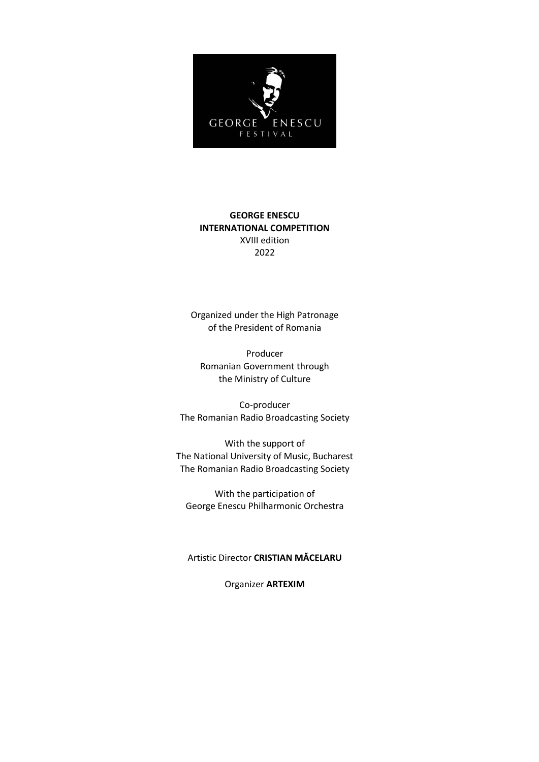**GEORGE ENESCU**
**INTERNATIONAL COMPETITION**
XVIII edition
2022

Organized under the High Patronage
of the President of Romania

Producer
Romanian Government through
the Ministry of Culture

Co-producer
The Romanian Radio Broadcasting Society

With the support of
The National University of Music, Bucharest
The Romanian Radio Broadcasting Society

With the participation of
George Enescu Philharmonic Orchestra

Artistic Director **CRISTIAN MĂCELARU**

Organizer **ARTEXIM**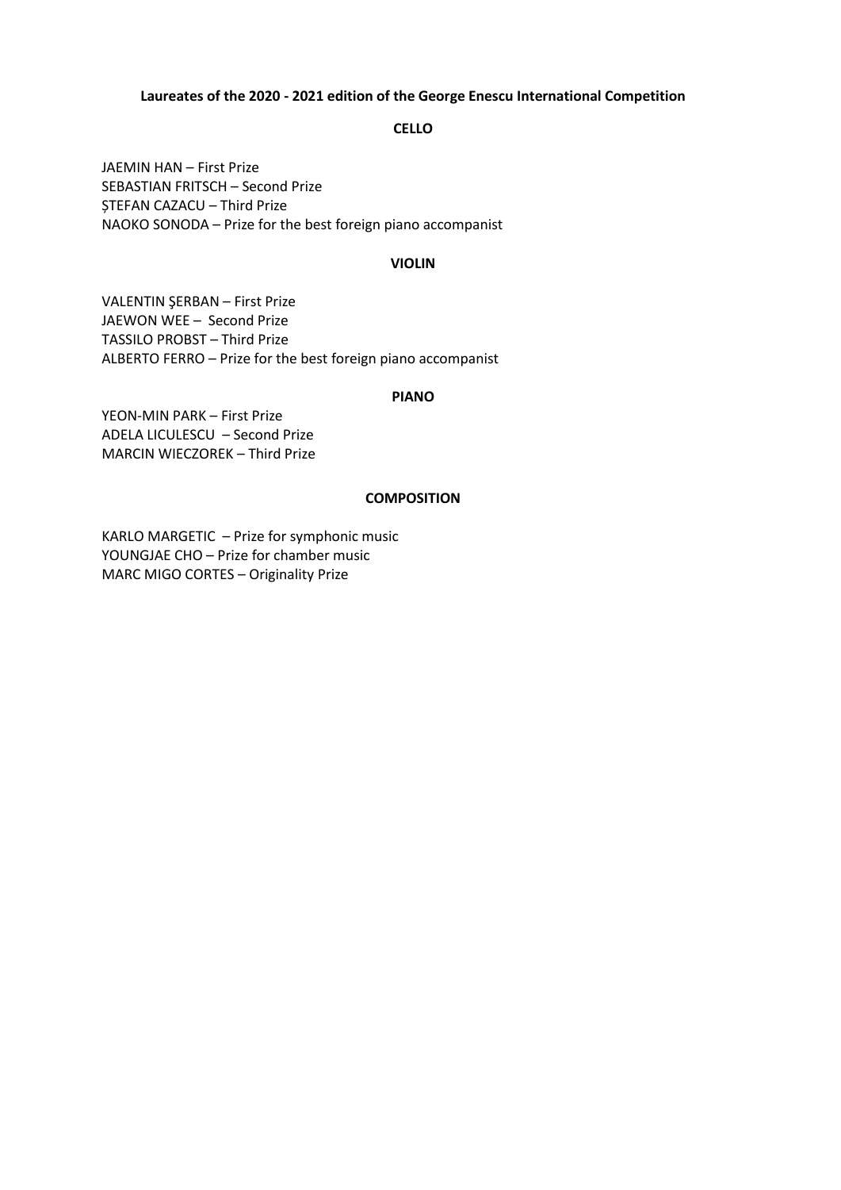**Laureates of the 2020 - 2021 edition of the George Enescu International Competition**

**CELLO**

JAEMIN HAN – First Prize
SEBASTIAN FRITSCH – Second Prize
ȘTEFAN CAZACU – Third Prize
NAOKO SONODA – Prize for the best foreign piano accompanist

**VIOLIN**

VALENTIN ŞERBAN – First Prize
JAEWON WEE – Second Prize
TASSILO PROBST – Third Prize
ALBERTO FERRO – Prize for the best foreign piano accompanist

**PIANO**

YEON-MIN PARK – First Prize
ADELA LICULESCU – Second Prize
MARCIN WIECZOREK – Third Prize

**COMPOSITION**

KARLO MARGETIC – Prize for symphonic music
YOUNGJAE CHO – Prize for chamber music
MARC MIGO CORTES – Originality Prize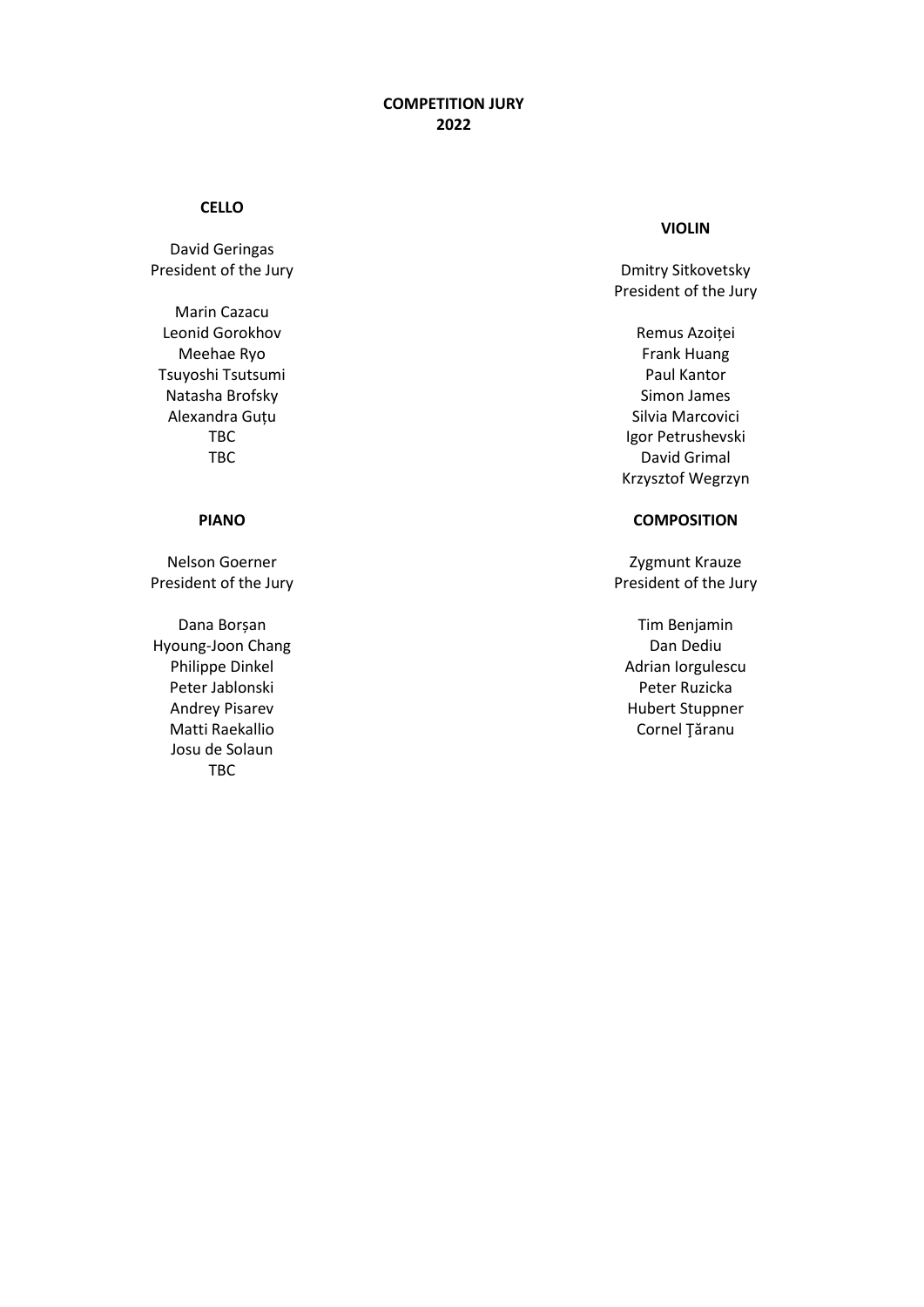# COMPETITION JURY
# 2022

## CELLO

David Geringas
President of the Jury

Marin Cazacu
Leonid Gorokhov
Meehae Ryo
Tsuyoshi Tsutsumi
Natasha Brofsky
Alexandra Guțu
TBC
TBC

## VIOLIN

Dmitry Sitkovetsky
President of the Jury

Remus Azoiței
Frank Huang
Paul Kantor
Simon James
Silvia Marcovici
Igor Petrushevski
David Grimal
Krzysztof Wegrzyn

## PIANO

Nelson Goerner
President of the Jury

Dana Borșan
Hyoung-Joon Chang
Philippe Dinkel
Peter Jablonski
Andrey Pisarev
Matti Raekallio
Josu de Solaun
TBC

## COMPOSITION

Zygmunt Krauze
President of the Jury

Tim Benjamin
Dan Dediu
Adrian Iorgulescu
Peter Ruzicka
Hubert Stuppner
Cornel Ţăranu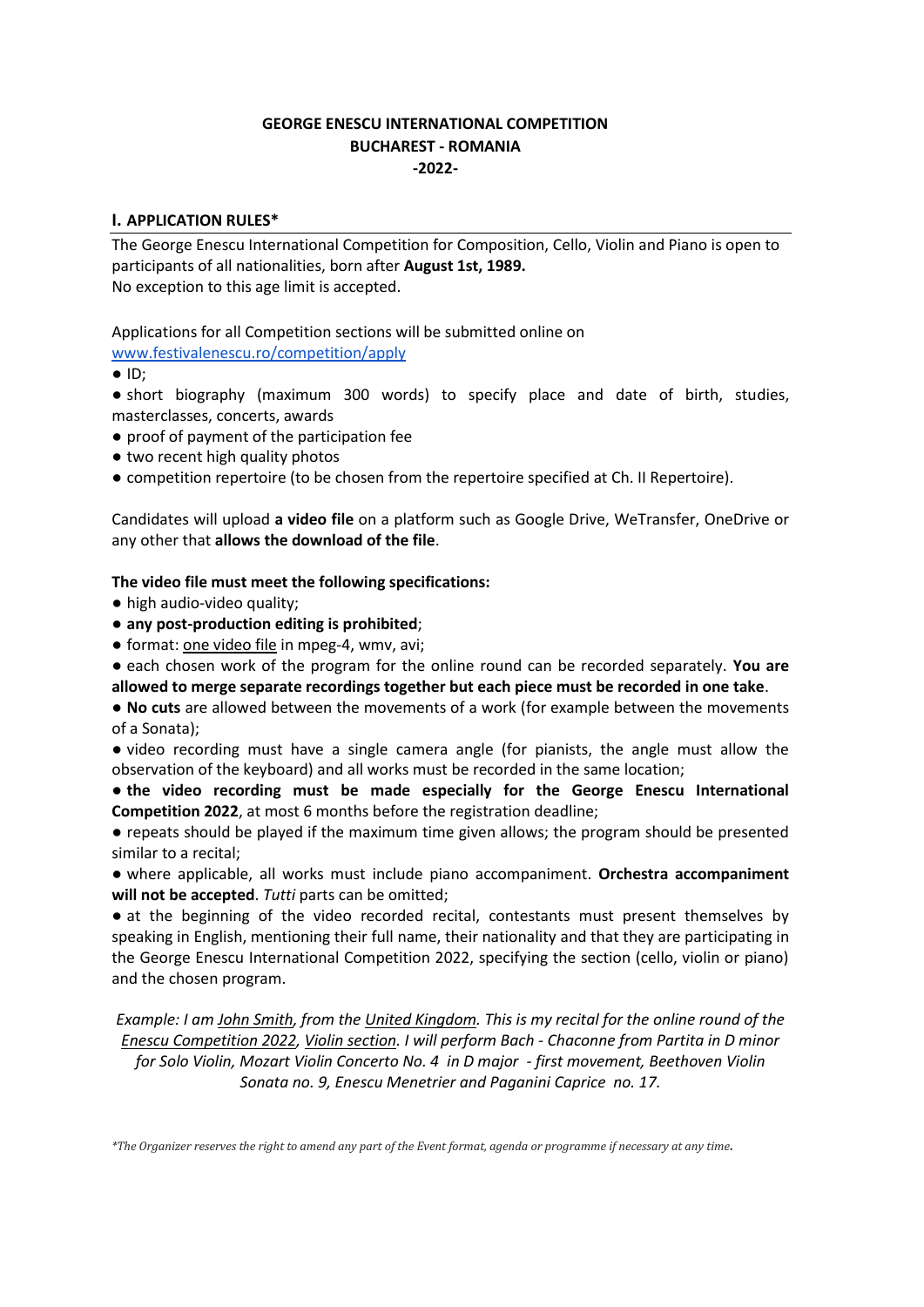**GEORGE ENESCU INTERNATIONAL COMPETITION**
**BUCHAREST - ROMANIA**
**-2022-**

## I. APPLICATION RULES*

The George Enescu International Competition for Composition, Cello, Violin and Piano is open to participants of all nationalities, born after **August 1st, 1989.**
No exception to this age limit is accepted.

Applications for all Competition sections will be submitted online on [www.festivalenescu.ro/competition/apply](www.festivalenescu.ro/competition/apply)

- ID;
- short biography (maximum 300 words) to specify place and date of birth, studies, masterclasses, concerts, awards
- proof of payment of the participation fee
- two recent high quality photos
- competition repertoire (to be chosen from the repertoire specified at Ch. II Repertoire).

Candidates will upload **a video file** on a platform such as Google Drive, WeTransfer, OneDrive or any other that **allows the download of the file**.

**The video file must meet the following specifications:**

- high audio-video quality;
- **any post-production editing is prohibited**;
- format: one video file in mpeg-4, wmv, avi;
- each chosen work of the program for the online round can be recorded separately. **You are allowed to merge separate recordings together but each piece must be recorded in one take**.
- **No cuts** are allowed between the movements of a work (for example between the movements of a Sonata);
- video recording must have a single camera angle (for pianists, the angle must allow the observation of the keyboard) and all works must be recorded in the same location;
- **the video recording must be made especially for the George Enescu International Competition 2022**, at most 6 months before the registration deadline;
- repeats should be played if the maximum time given allows; the program should be presented similar to a recital;
- where applicable, all works must include piano accompaniment. **Orchestra accompaniment will not be accepted**. *Tutti* parts can be omitted;
- at the beginning of the video recorded recital, contestants must present themselves by speaking in English, mentioning their full name, their nationality and that they are participating in the George Enescu International Competition 2022, specifying the section (cello, violin or piano) and the chosen program.

*Example: I am John Smith, from the United Kingdom. This is my recital for the online round of the Enescu Competition 2022, Violin section. I will perform Bach - Chaconne from Partita in D minor for Solo Violin, Mozart Violin Concerto No. 4 in D major - first movement, Beethoven Violin Sonata no. 9, Enescu Menetrier and Paganini Caprice no. 17.*

*\*The Organizer reserves the right to amend any part of the Event format, agenda or programme if necessary at any time.*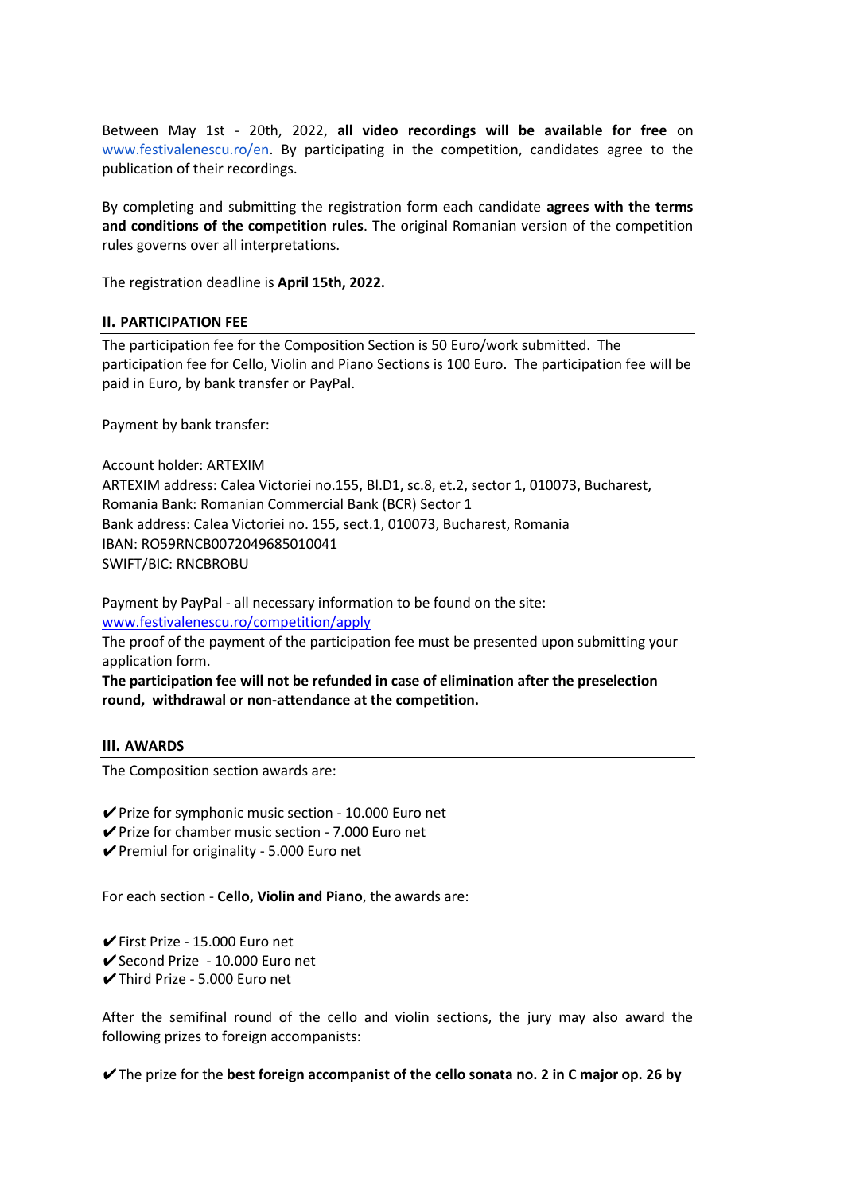Between May 1st - 20th, 2022, **all video recordings will be available for free** on [www.festivalenescu.ro/en](www.festivalenescu.ro/en). By participating in the competition, candidates agree to the publication of their recordings.

By completing and submitting the registration form each candidate **agrees with the terms and conditions of the competition rules**. The original Romanian version of the competition rules governs over all interpretations.

The registration deadline is **April 15th, 2022.**

## II. PARTICIPATION FEE

The participation fee for the Composition Section is 50 Euro/work submitted. The participation fee for Cello, Violin and Piano Sections is 100 Euro. The participation fee will be paid in Euro, by bank transfer or PayPal.

Payment by bank transfer:

Account holder: ARTEXIM
ARTEXIM address: Calea Victoriei no.155, Bl.D1, sc.8, et.2, sector 1, 010073, Bucharest, Romania Bank: Romanian Commercial Bank (BCR) Sector 1
Bank address: Calea Victoriei no. 155, sect.1, 010073, Bucharest, Romania
IBAN: RO59RNCB0072049685010041
SWIFT/BIC: RNCBROBU

Payment by PayPal - all necessary information to be found on the site:
[www.festivalenescu.ro/competition/apply](www.festivalenescu.ro/competition/apply)
The proof of the payment of the participation fee must be presented upon submitting your application form.
**The participation fee will not be refunded in case of elimination after the preselection round, withdrawal or non-attendance at the competition.**

## III. AWARDS

The Composition section awards are:

- ✔ Prize for symphonic music section - 10.000 Euro net
- ✔ Prize for chamber music section - 7.000 Euro net
- ✔ Premiul for originality - 5.000 Euro net

For each section - **Cello, Violin and Piano**, the awards are:

- ✔ First Prize - 15.000 Euro net
- ✔ Second Prize - 10.000 Euro net
- ✔ Third Prize - 5.000 Euro net

After the semifinal round of the cello and violin sections, the jury may also award the following prizes to foreign accompanists:

- ✔ The prize for the **best foreign accompanist of the cello sonata no. 2 in C major op. 26 by**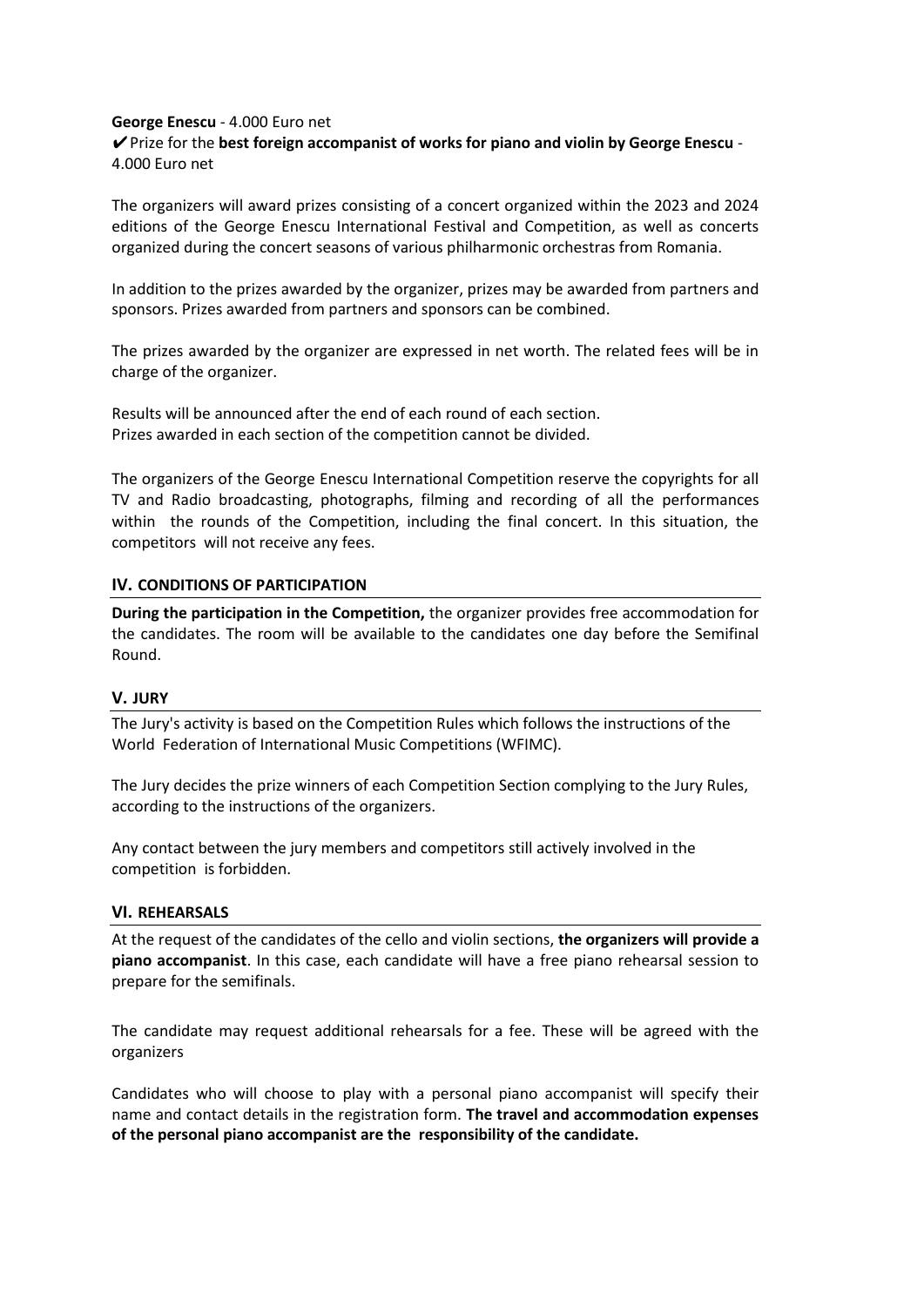**George Enescu** - 4.000 Euro net

✔ Prize for the **best foreign accompanist of works for piano and violin by George Enescu** - 4.000 Euro net

The organizers will award prizes consisting of a concert organized within the 2023 and 2024 editions of the George Enescu International Festival and Competition, as well as concerts organized during the concert seasons of various philharmonic orchestras from Romania.

In addition to the prizes awarded by the organizer, prizes may be awarded from partners and sponsors. Prizes awarded from partners and sponsors can be combined.

The prizes awarded by the organizer are expressed in net worth. The related fees will be in charge of the organizer.

Results will be announced after the end of each round of each section.
Prizes awarded in each section of the competition cannot be divided.

The organizers of the George Enescu International Competition reserve the copyrights for all TV and Radio broadcasting, photographs, filming and recording of all the performances within the rounds of the Competition, including the final concert. In this situation, the competitors will not receive any fees.

## IV. CONDITIONS OF PARTICIPATION

**During the participation in the Competition,** the organizer provides free accommodation for the candidates. The room will be available to the candidates one day before the Semifinal Round.

## V. JURY

The Jury's activity is based on the Competition Rules which follows the instructions of the World Federation of International Music Competitions (WFIMC).

The Jury decides the prize winners of each Competition Section complying to the Jury Rules, according to the instructions of the organizers.

Any contact between the jury members and competitors still actively involved in the competition is forbidden.

## VI. REHEARSALS

At the request of the candidates of the cello and violin sections, **the organizers will provide a piano accompanist**. In this case, each candidate will have a free piano rehearsal session to prepare for the semifinals.

The candidate may request additional rehearsals for a fee. These will be agreed with the organizers

Candidates who will choose to play with a personal piano accompanist will specify their name and contact details in the registration form. **The travel and accommodation expenses of the personal piano accompanist are the responsibility of the candidate.**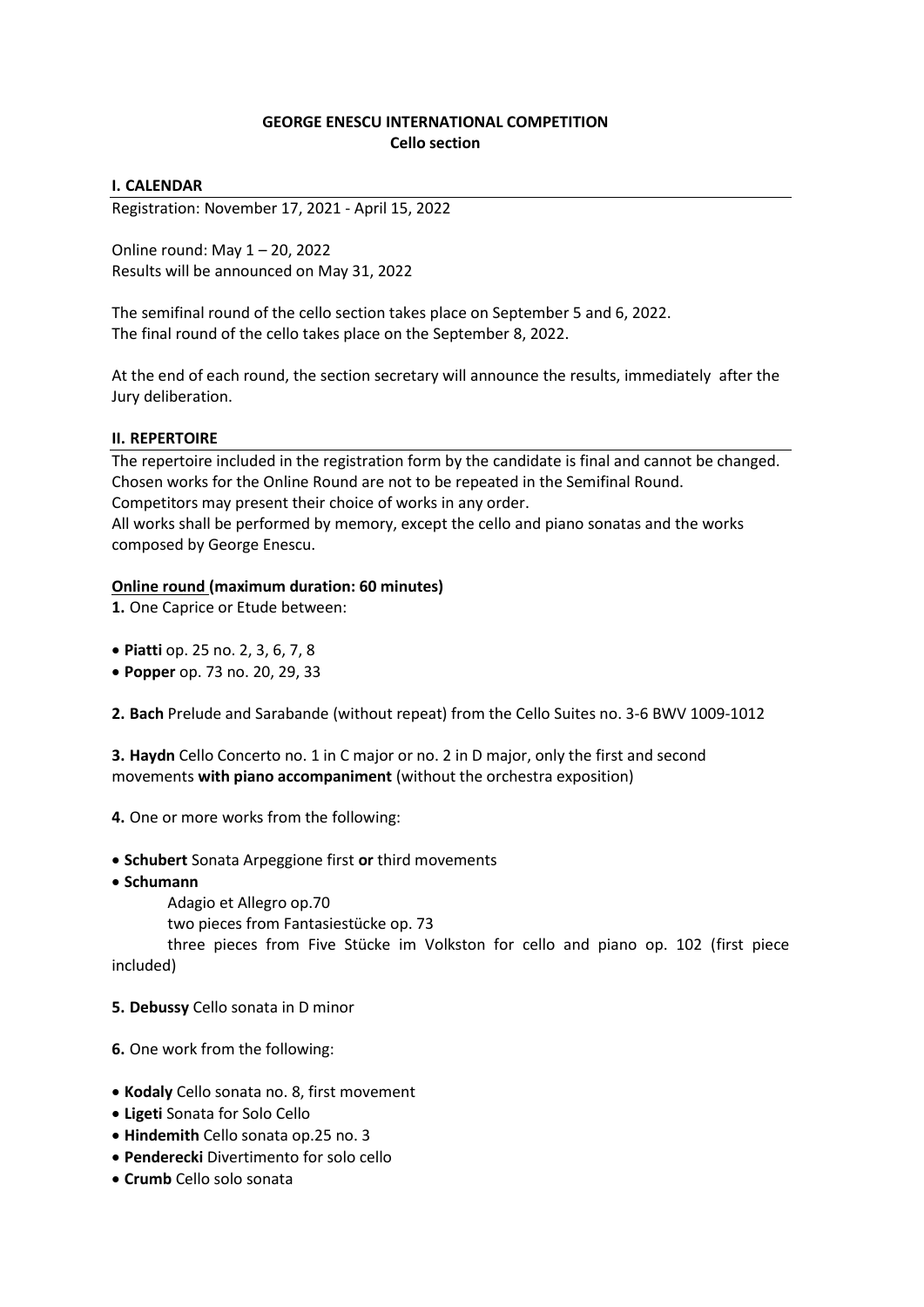# GEORGE ENESCU INTERNATIONAL COMPETITION
## Cello section

### I. CALENDAR

Registration: November 17, 2021 - April 15, 2022

Online round: May 1 – 20, 2022
Results will be announced on May 31, 2022

The semifinal round of the cello section takes place on September 5 and 6, 2022.
The final round of the cello takes place on the September 8, 2022.

At the end of each round, the section secretary will announce the results, immediately after the Jury deliberation.

### II. REPERTOIRE

The repertoire included in the registration form by the candidate is final and cannot be changed.
Chosen works for the Online Round are not to be repeated in the Semifinal Round.
Competitors may present their choice of works in any order.
All works shall be performed by memory, except the cello and piano sonatas and the works composed by George Enescu.

**Online round (maximum duration: 60 minutes)**

**1.** One Caprice or Etude between:

- **Piatti** op. 25 no. 2, 3, 6, 7, 8
- **Popper** op. 73 no. 20, 29, 33

**2. Bach** Prelude and Sarabande (without repeat) from the Cello Suites no. 3-6 BWV 1009-1012

**3. Haydn** Cello Concerto no. 1 in C major or no. 2 in D major, only the first and second movements **with piano accompaniment** (without the orchestra exposition)

**4.** One or more works from the following:

- **Schubert** Sonata Arpeggione first **or** third movements
- **Schumann**
  - Adagio et Allegro op.70
  - two pieces from Fantasiestücke op. 73
  - three pieces from Five Stücke im Volkston for cello and piano op. 102 (first piece included)

**5. Debussy** Cello sonata in D minor

**6.** One work from the following:

- **Kodaly** Cello sonata no. 8, first movement
- **Ligeti** Sonata for Solo Cello
- **Hindemith** Cello sonata op.25 no. 3
- **Penderecki** Divertimento for solo cello
- **Crumb** Cello solo sonata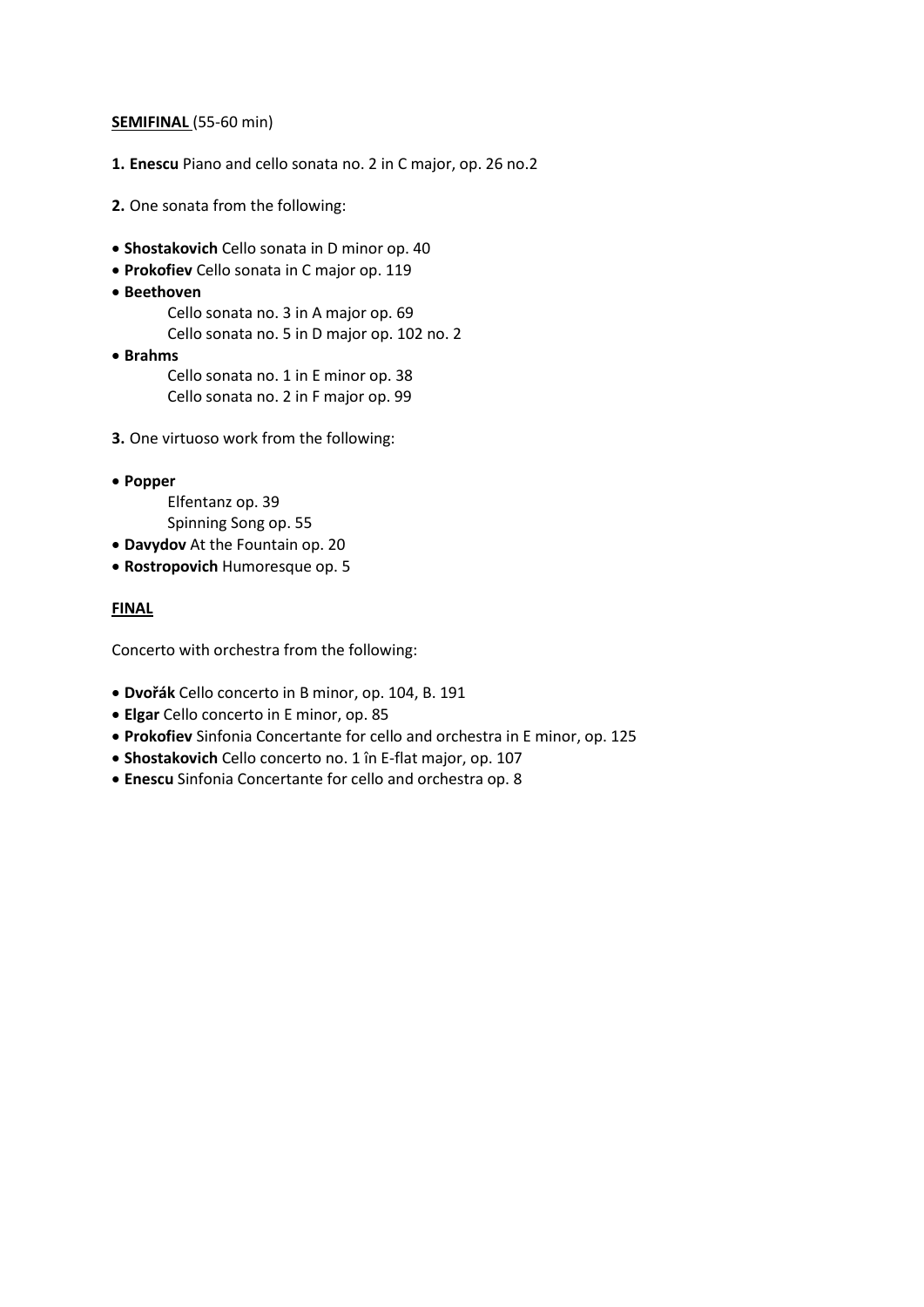**SEMIFINAL** (55-60 min)

**1. Enescu** Piano and cello sonata no. 2 in C major, op. 26 no.2

**2.** One sonata from the following:

- **Shostakovich** Cello sonata in D minor op. 40
- **Prokofiev** Cello sonata in C major op. 119
- **Beethoven**
  - Cello sonata no. 3 in A major op. 69
  - Cello sonata no. 5 in D major op. 102 no. 2
- **Brahms**
  - Cello sonata no. 1 in E minor op. 38
  - Cello sonata no. 2 in F major op. 99

**3.** One virtuoso work from the following:

- **Popper**
  - Elfentanz op. 39
  - Spinning Song op. 55
- **Davydov** At the Fountain op. 20
- **Rostropovich** Humoresque op. 5

**FINAL**

Concerto with orchestra from the following:

- **Dvořák** Cello concerto in B minor, op. 104, B. 191
- **Elgar** Cello concerto in E minor, op. 85
- **Prokofiev** Sinfonia Concertante for cello and orchestra in E minor, op. 125
- **Shostakovich** Cello concerto no. 1 în E-flat major, op. 107
- **Enescu** Sinfonia Concertante for cello and orchestra op. 8